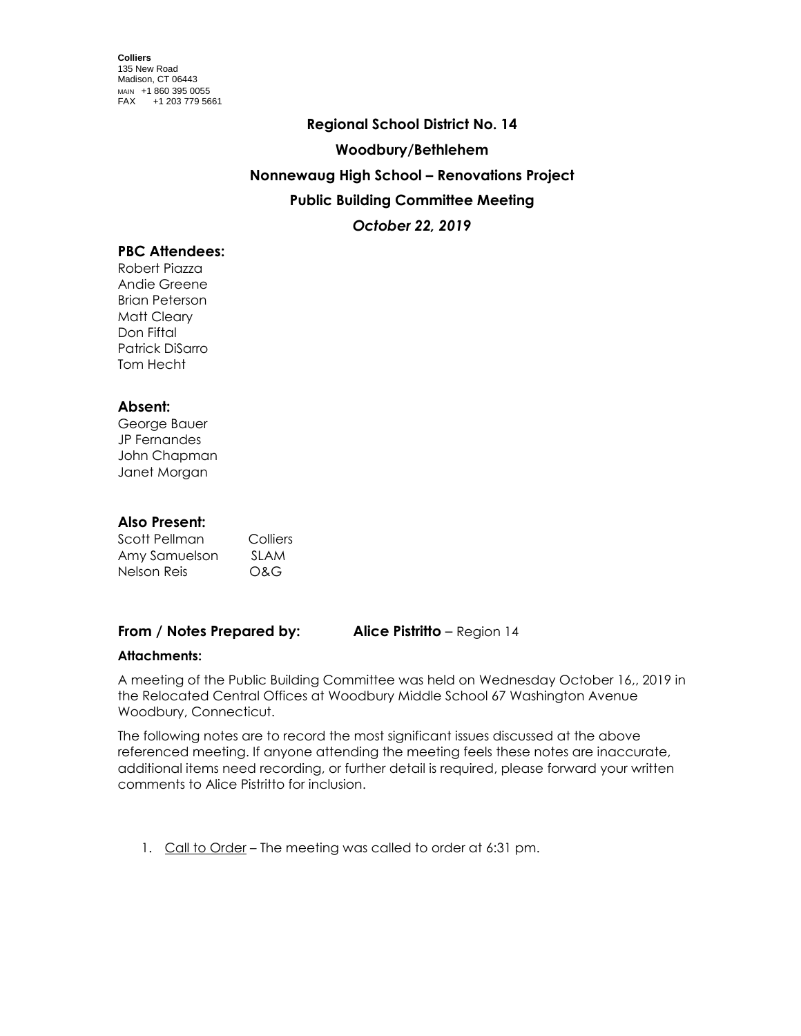**Colliers**
135 New Road
Madison, CT 06443
MAIN +1 860 395 0055
FAX +1 203 779 5661

**Regional School District No. 14**

**Woodbury/Bethlehem**

**Nonnewaug High School – Renovations Project**

**Public Building Committee Meeting**

***October 22, 2019***

### PBC Attendees:

Robert Piazza
Andie Greene
Brian Peterson
Matt Cleary
Don Fiftal
Patrick DiSarro
Tom Hecht

### Absent:

George Bauer
JP Fernandes
John Chapman
Janet Morgan

### Also Present:

| | |
|---|---|
| Scott Pellman | Colliers |
| Amy Samuelson | SLAM |
| Nelson Reis | O&G |

**From / Notes Prepared by:** **Alice Pistritto** – Region 14

**Attachments:**

A meeting of the Public Building Committee was held on Wednesday October 16,, 2019 in the Relocated Central Offices at Woodbury Middle School 67 Washington Avenue Woodbury, Connecticut.

The following notes are to record the most significant issues discussed at the above referenced meeting. If anyone attending the meeting feels these notes are inaccurate, additional items need recording, or further detail is required, please forward your written comments to Alice Pistritto for inclusion.

1. Call to Order – The meeting was called to order at 6:31 pm.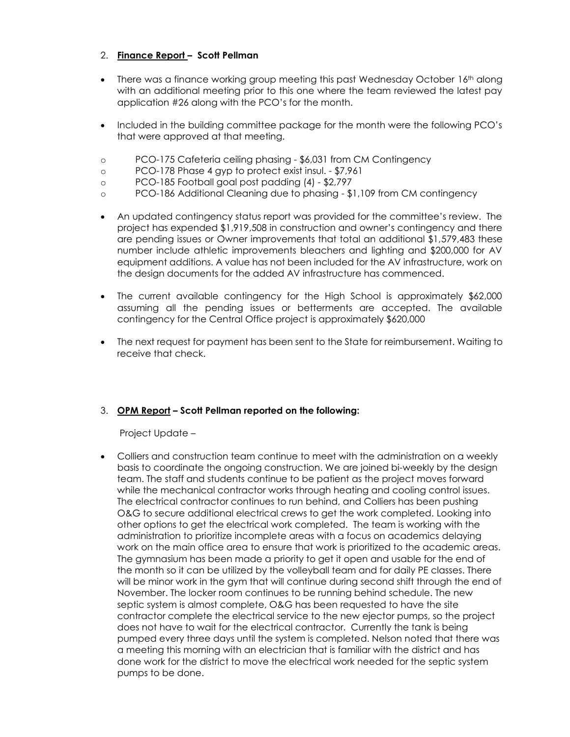2. **Finance Report – Scott Pellman**

- There was a finance working group meeting this past Wednesday October 16th along with an additional meeting prior to this one where the team reviewed the latest pay application #26 along with the PCO's for the month.

- Included in the building committee package for the month were the following PCO's that were approved at that meeting.

  - PCO-175 Cafeteria ceiling phasing - $6,031 from CM Contingency
  - PCO-178 Phase 4 gyp to protect exist insul. - $7,961
  - PCO-185 Football goal post padding (4) - $2,797
  - PCO-186 Additional Cleaning due to phasing - $1,109 from CM contingency

- An updated contingency status report was provided for the committee's review. The project has expended $1,919,508 in construction and owner's contingency and there are pending issues or Owner improvements that total an additional $1,579,483 these number include athletic improvements bleachers and lighting and $200,000 for AV equipment additions. A value has not been included for the AV infrastructure, work on the design documents for the added AV infrastructure has commenced.

- The current available contingency for the High School is approximately $62,000 assuming all the pending issues or betterments are accepted. The available contingency for the Central Office project is approximately $620,000

- The next request for payment has been sent to the State for reimbursement. Waiting to receive that check.

3. **OPM Report – Scott Pellman reported on the following:**

   Project Update –

- Colliers and construction team continue to meet with the administration on a weekly basis to coordinate the ongoing construction. We are joined bi-weekly by the design team. The staff and students continue to be patient as the project moves forward while the mechanical contractor works through heating and cooling control issues. The electrical contractor continues to run behind, and Colliers has been pushing O&G to secure additional electrical crews to get the work completed. Looking into other options to get the electrical work completed. The team is working with the administration to prioritize incomplete areas with a focus on academics delaying work on the main office area to ensure that work is prioritized to the academic areas. The gymnasium has been made a priority to get it open and usable for the end of the month so it can be utilized by the volleyball team and for daily PE classes. There will be minor work in the gym that will continue during second shift through the end of November. The locker room continues to be running behind schedule. The new septic system is almost complete, O&G has been requested to have the site contractor complete the electrical service to the new ejector pumps, so the project does not have to wait for the electrical contractor. Currently the tank is being pumped every three days until the system is completed. Nelson noted that there was a meeting this morning with an electrician that is familiar with the district and has done work for the district to move the electrical work needed for the septic system pumps to be done.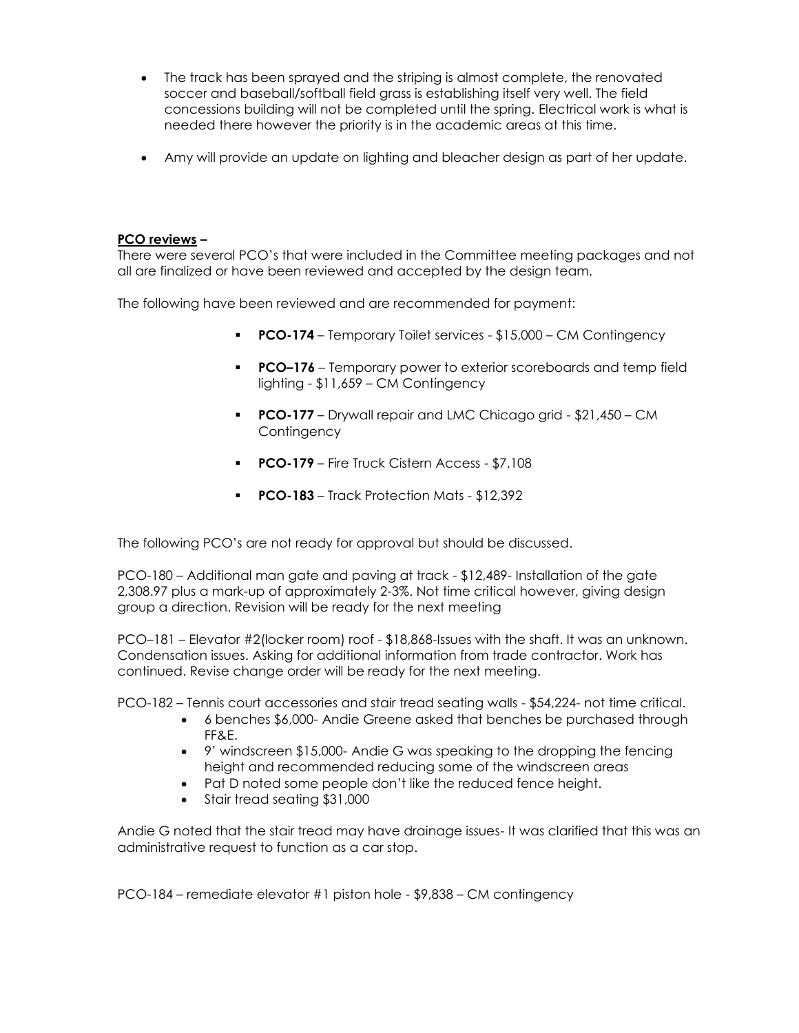- The track has been sprayed and the striping is almost complete, the renovated soccer and baseball/softball field grass is establishing itself very well. The field concessions building will not be completed until the spring. Electrical work is what is needed there however the priority is in the academic areas at this time.

- Amy will provide an update on lighting and bleacher design as part of her update.

**PCO reviews –**

There were several PCO's that were included in the Committee meeting packages and not all are finalized or have been reviewed and accepted by the design team.

The following have been reviewed and are recommended for payment:

- **PCO-174** – Temporary Toilet services - $15,000 – CM Contingency
- **PCO–176** – Temporary power to exterior scoreboards and temp field lighting - $11,659 – CM Contingency
- **PCO-177** – Drywall repair and LMC Chicago grid - $21,450 – CM Contingency
- **PCO-179** – Fire Truck Cistern Access - $7,108
- **PCO-183** – Track Protection Mats - $12,392

The following PCO's are not ready for approval but should be discussed.

PCO-180 – Additional man gate and paving at track - $12,489- Installation of the gate 2,308.97 plus a mark-up of approximately 2-3%. Not time critical however, giving design group a direction. Revision will be ready for the next meeting

PCO–181 – Elevator #2(locker room) roof - $18,868-Issues with the shaft. It was an unknown. Condensation issues. Asking for additional information from trade contractor. Work has continued. Revise change order will be ready for the next meeting.

PCO-182 – Tennis court accessories and stair tread seating walls - $54,224- not time critical.

- 6 benches $6,000- Andie Greene asked that benches be purchased through FF&E.
- 9' windscreen $15,000- Andie G was speaking to the dropping the fencing height and recommended reducing some of the windscreen areas
- Pat D noted some people don't like the reduced fence height.
- Stair tread seating $31,000

Andie G noted that the stair tread may have drainage issues- It was clarified that this was an administrative request to function as a car stop.

PCO-184 – remediate elevator #1 piston hole - $9,838 – CM contingency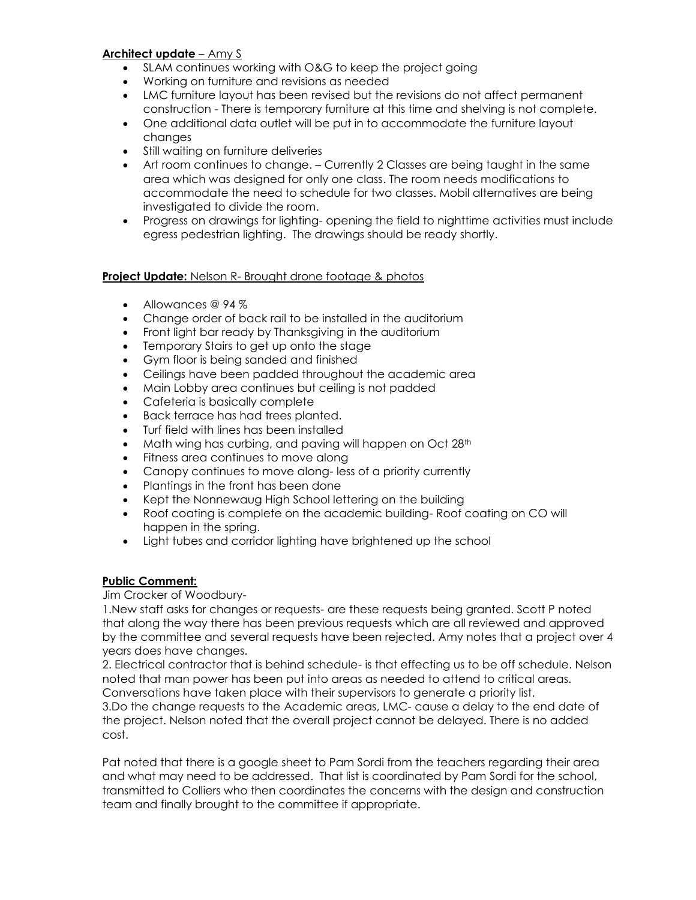**<u>Architect update</u>** – <u>Amy S</u>

- SLAM continues working with O&G to keep the project going
- Working on furniture and revisions as needed
- LMC furniture layout has been revised but the revisions do not affect permanent construction - There is temporary furniture at this time and shelving is not complete.
- One additional data outlet will be put in to accommodate the furniture layout changes
- Still waiting on furniture deliveries
- Art room continues to change. – Currently 2 Classes are being taught in the same area which was designed for only one class. The room needs modifications to accommodate the need to schedule for two classes. Mobil alternatives are being investigated to divide the room.
- Progress on drawings for lighting- opening the field to nighttime activities must include egress pedestrian lighting. The drawings should be ready shortly.

**<u>Project Update:</u>** <u>Nelson R- Brought drone footage & photos</u>

- Allowances @ 94 %
- Change order of back rail to be installed in the auditorium
- Front light bar ready by Thanksgiving in the auditorium
- Temporary Stairs to get up onto the stage
- Gym floor is being sanded and finished
- Ceilings have been padded throughout the academic area
- Main Lobby area continues but ceiling is not padded
- Cafeteria is basically complete
- Back terrace has had trees planted.
- Turf field with lines has been installed
- Math wing has curbing, and paving will happen on Oct 28th
- Fitness area continues to move along
- Canopy continues to move along- less of a priority currently
- Plantings in the front has been done
- Kept the Nonnewaug High School lettering on the building
- Roof coating is complete on the academic building- Roof coating on CO will happen in the spring.
- Light tubes and corridor lighting have brightened up the school

**<u>Public Comment:</u>**

Jim Crocker of Woodbury-

1.New staff asks for changes or requests- are these requests being granted. Scott P noted that along the way there has been previous requests which are all reviewed and approved by the committee and several requests have been rejected. Amy notes that a project over 4 years does have changes.

2. Electrical contractor that is behind schedule- is that effecting us to be off schedule. Nelson noted that man power has been put into areas as needed to attend to critical areas. Conversations have taken place with their supervisors to generate a priority list.

3.Do the change requests to the Academic areas, LMC- cause a delay to the end date of the project. Nelson noted that the overall project cannot be delayed. There is no added cost.

Pat noted that there is a google sheet to Pam Sordi from the teachers regarding their area and what may need to be addressed. That list is coordinated by Pam Sordi for the school, transmitted to Colliers who then coordinates the concerns with the design and construction team and finally brought to the committee if appropriate.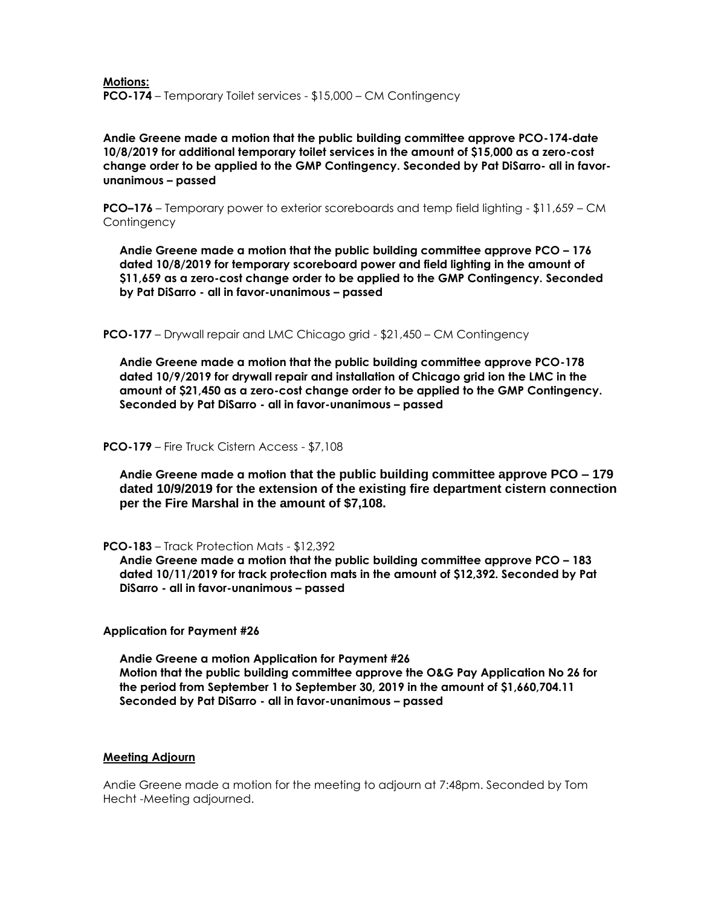**Motions:**

**PCO-174** – Temporary Toilet services - $15,000 – CM Contingency

**Andie Greene made a motion that the public building committee approve PCO-174-date 10/8/2019 for additional temporary toilet services in the amount of $15,000 as a zero-cost change order to be applied to the GMP Contingency. Seconded by Pat DiSarro- all in favor-unanimous – passed**

**PCO–176** – Temporary power to exterior scoreboards and temp field lighting - $11,659 – CM Contingency

**Andie Greene made a motion that the public building committee approve PCO – 176 dated 10/8/2019 for temporary scoreboard power and field lighting in the amount of $11,659 as a zero-cost change order to be applied to the GMP Contingency. Seconded by Pat DiSarro - all in favor-unanimous – passed**

**PCO-177** – Drywall repair and LMC Chicago grid - $21,450 – CM Contingency

**Andie Greene made a motion that the public building committee approve PCO-178 dated 10/9/2019 for drywall repair and installation of Chicago grid ion the LMC in the amount of $21,450 as a zero-cost change order to be applied to the GMP Contingency. Seconded by Pat DiSarro - all in favor-unanimous – passed**

**PCO-179** – Fire Truck Cistern Access - $7,108

**Andie Greene made a motion that the public building committee approve PCO – 179 dated 10/9/2019 for the extension of the existing fire department cistern connection per the Fire Marshal in the amount of $7,108.**

**PCO-183** – Track Protection Mats - $12,392

**Andie Greene made a motion that the public building committee approve PCO – 183 dated 10/11/2019 for track protection mats in the amount of $12,392. Seconded by Pat DiSarro - all in favor-unanimous – passed**

**Application for Payment #26**

**Andie Greene a motion Application for Payment #26**
**Motion that the public building committee approve the O&G Pay Application No 26 for the period from September 1 to September 30, 2019 in the amount of $1,660,704.11**
**Seconded by Pat DiSarro - all in favor-unanimous – passed**

**Meeting Adjourn**

Andie Greene made a motion for the meeting to adjourn at 7:48pm. Seconded by Tom Hecht -Meeting adjourned.